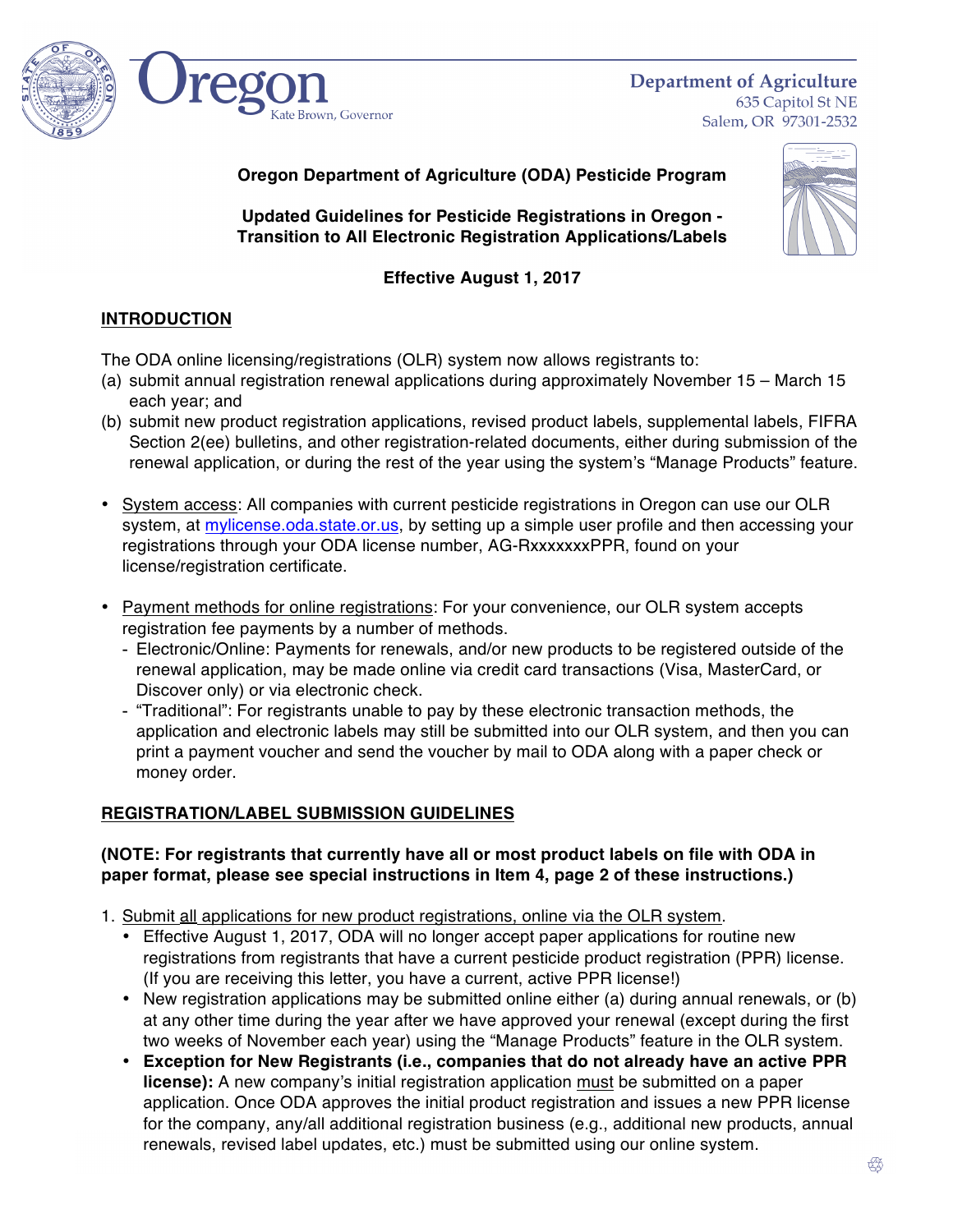Oregon
Kate Brown, Governor

Department of Agriculture
635 Capitol St NE
Salem, OR 97301-2532

**Oregon Department of Agriculture (ODA) Pesticide Program**

**Updated Guidelines for Pesticide Registrations in Oregon - Transition to All Electronic Registration Applications/Labels**

**Effective August 1, 2017**

## INTRODUCTION

The ODA online licensing/registrations (OLR) system now allows registrants to:

(a) submit annual registration renewal applications during approximately November 15 – March 15 each year; and

(b) submit new product registration applications, revised product labels, supplemental labels, FIFRA Section 2(ee) bulletins, and other registration-related documents, either during submission of the renewal application, or during the rest of the year using the system's "Manage Products" feature.

- System access: All companies with current pesticide registrations in Oregon can use our OLR system, at [mylicense.oda.state.or.us](mylicense.oda.state.or.us), by setting up a simple user profile and then accessing your registrations through your ODA license number, AG-RxxxxxxxPPR, found on your license/registration certificate.
- Payment methods for online registrations: For your convenience, our OLR system accepts registration fee payments by a number of methods.
  - Electronic/Online: Payments for renewals, and/or new products to be registered outside of the renewal application, may be made online via credit card transactions (Visa, MasterCard, or Discover only) or via electronic check.
  - "Traditional": For registrants unable to pay by these electronic transaction methods, the application and electronic labels may still be submitted into our OLR system, and then you can print a payment voucher and send the voucher by mail to ODA along with a paper check or money order.

## REGISTRATION/LABEL SUBMISSION GUIDELINES

**(NOTE: For registrants that currently have all or most product labels on file with ODA in paper format, please see special instructions in Item 4, page 2 of these instructions.)**

1. Submit all applications for new product registrations, online via the OLR system.
   - Effective August 1, 2017, ODA will no longer accept paper applications for routine new registrations from registrants that have a current pesticide product registration (PPR) license. (If you are receiving this letter, you have a current, active PPR license!)
   - New registration applications may be submitted online either (a) during annual renewals, or (b) at any other time during the year after we have approved your renewal (except during the first two weeks of November each year) using the "Manage Products" feature in the OLR system.
   - **Exception for New Registrants (i.e., companies that do not already have an active PPR license):** A new company's initial registration application must be submitted on a paper application. Once ODA approves the initial product registration and issues a new PPR license for the company, any/all additional registration business (e.g., additional new products, annual renewals, revised label updates, etc.) must be submitted using our online system.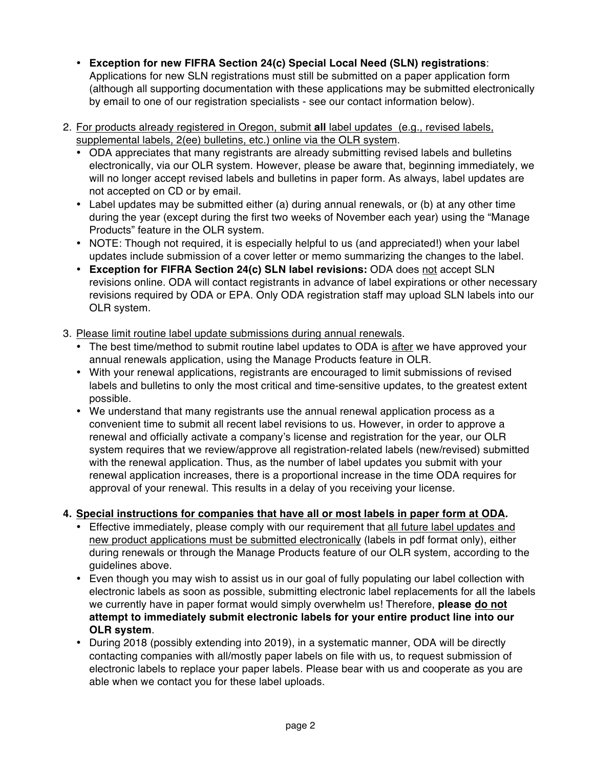- **Exception for new FIFRA Section 24(c) Special Local Need (SLN) registrations**: Applications for new SLN registrations must still be submitted on a paper application form (although all supporting documentation with these applications may be submitted electronically by email to one of our registration specialists - see our contact information below).

2. <u>For products already registered in Oregon, submit **all** label updates (e.g., revised labels, supplemental labels, 2(ee) bulletins, etc.) online via the OLR system</u>.
   - ODA appreciates that many registrants are already submitting revised labels and bulletins electronically, via our OLR system. However, please be aware that, beginning immediately, we will no longer accept revised labels and bulletins in paper form. As always, label updates are not accepted on CD or by email.
   - Label updates may be submitted either (a) during annual renewals, or (b) at any other time during the year (except during the first two weeks of November each year) using the "Manage Products" feature in the OLR system.
   - NOTE: Though not required, it is especially helpful to us (and appreciated!) when your label updates include submission of a cover letter or memo summarizing the changes to the label.
   - **Exception for FIFRA Section 24(c) SLN label revisions:** ODA does <u>not</u> accept SLN revisions online. ODA will contact registrants in advance of label expirations or other necessary revisions required by ODA or EPA. Only ODA registration staff may upload SLN labels into our OLR system.

3. <u>Please limit routine label update submissions during annual renewals</u>.
   - The best time/method to submit routine label updates to ODA is <u>after</u> we have approved your annual renewals application, using the Manage Products feature in OLR.
   - With your renewal applications, registrants are encouraged to limit submissions of revised labels and bulletins to only the most critical and time-sensitive updates, to the greatest extent possible.
   - We understand that many registrants use the annual renewal application process as a convenient time to submit all recent label revisions to us. However, in order to approve a renewal and officially activate a company's license and registration for the year, our OLR system requires that we review/approve all registration-related labels (new/revised) submitted with the renewal application. Thus, as the number of label updates you submit with your renewal application increases, there is a proportional increase in the time ODA requires for approval of your renewal. This results in a delay of you receiving your license.

4. **<u>Special instructions for companies that have all or most labels in paper form at ODA.</u>**
   - Effective immediately, please comply with our requirement that <u>all future label updates and new product applications must be submitted electronically</u> (labels in pdf format only), either during renewals or through the Manage Products feature of our OLR system, according to the guidelines above.
   - Even though you may wish to assist us in our goal of fully populating our label collection with electronic labels as soon as possible, submitting electronic label replacements for all the labels we currently have in paper format would simply overwhelm us! Therefore, **please <u>do not</u> attempt to immediately submit electronic labels for your entire product line into our OLR system**.
   - During 2018 (possibly extending into 2019), in a systematic manner, ODA will be directly contacting companies with all/mostly paper labels on file with us, to request submission of electronic labels to replace your paper labels. Please bear with us and cooperate as you are able when we contact you for these label uploads.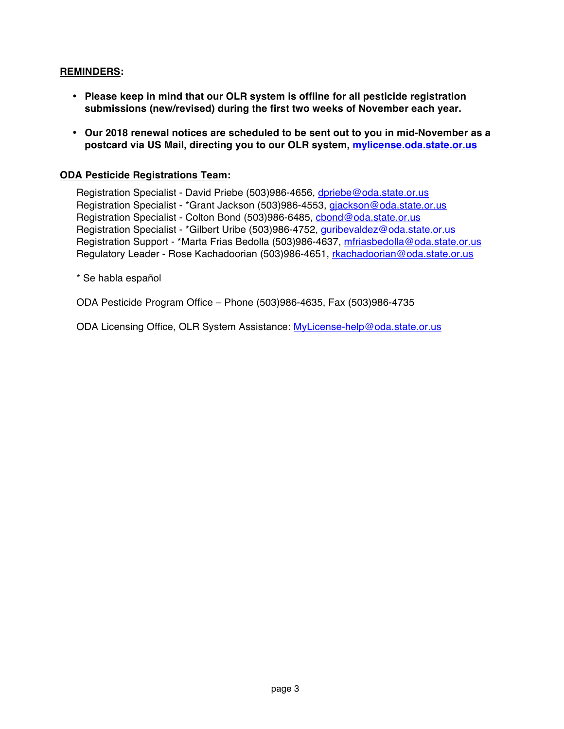**REMINDERS:**

- **Please keep in mind that our OLR system is offline for all pesticide registration submissions (new/revised) during the first two weeks of November each year.**
- **Our 2018 renewal notices are scheduled to be sent out to you in mid-November as a postcard via US Mail, directing you to our OLR system, mylicense.oda.state.or.us**

**ODA Pesticide Registrations Team:**

Registration Specialist - David Priebe (503)986-4656, dpriebe@oda.state.or.us
Registration Specialist - *Grant Jackson (503)986-4553, gjackson@oda.state.or.us
Registration Specialist - Colton Bond (503)986-6485, cbond@oda.state.or.us
Registration Specialist - *Gilbert Uribe (503)986-4752, guribevaldez@oda.state.or.us
Registration Support - *Marta Frias Bedolla (503)986-4637, mfriasbedolla@oda.state.or.us
Regulatory Leader - Rose Kachadoorian (503)986-4651, rkachadoorian@oda.state.or.us

* Se habla español

ODA Pesticide Program Office – Phone (503)986-4635, Fax (503)986-4735

ODA Licensing Office, OLR System Assistance: MyLicense-help@oda.state.or.us